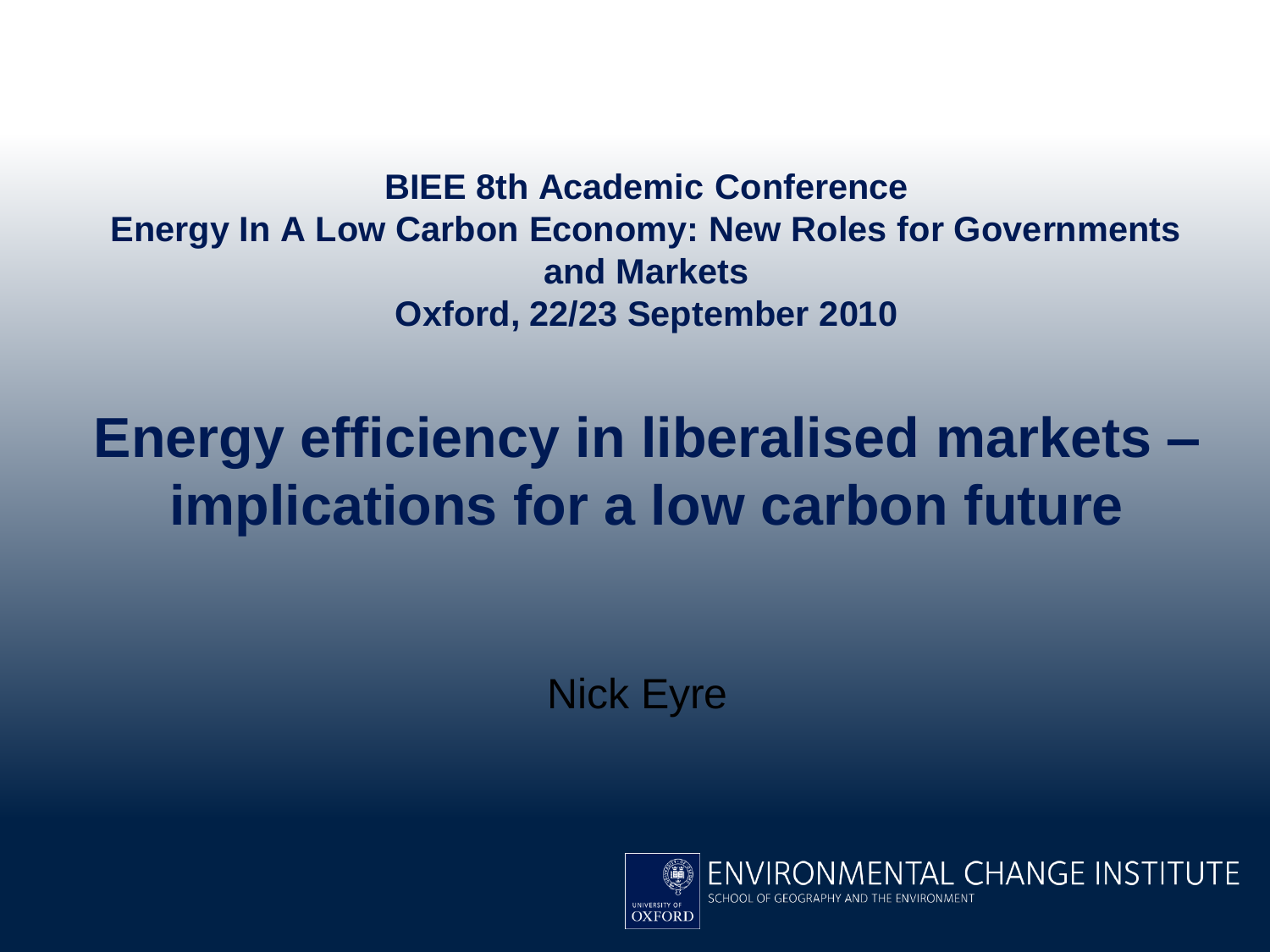**BIEE 8th Academic Conference**
**Energy In A Low Carbon Economy: New Roles for Governments and Markets**
**Oxford, 22/23 September 2010**

# Energy efficiency in liberalised markets – implications for a low carbon future

Nick Eyre

ENVIRONMENTAL CHANGE INSTITUTE
SCHOOL OF GEOGRAPHY AND THE ENVIRONMENT
UNIVERSITY OF OXFORD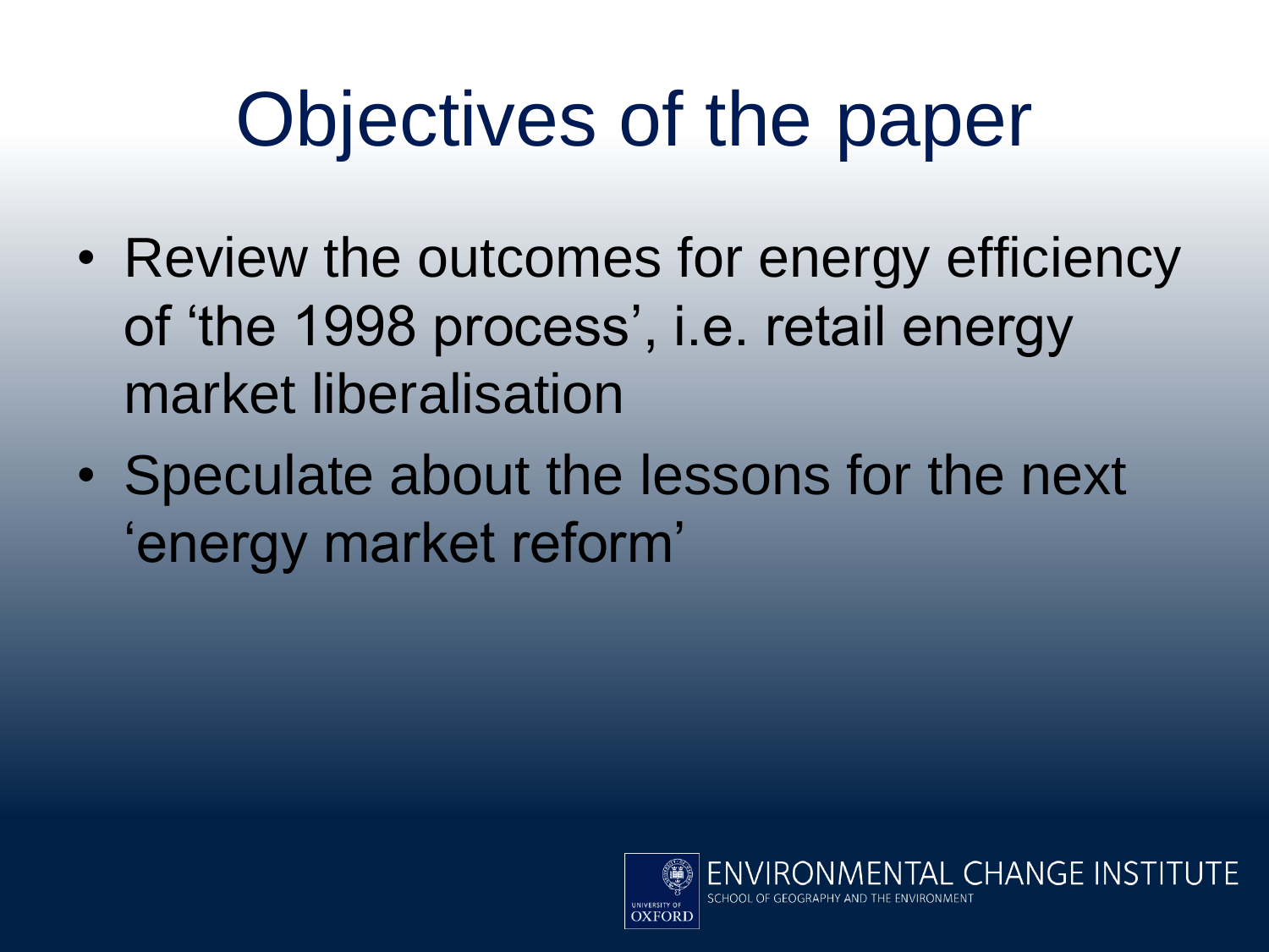# Objectives of the paper

- Review the outcomes for energy efficiency of 'the 1998 process', i.e. retail energy market liberalisation
- Speculate about the lessons for the next 'energy market reform'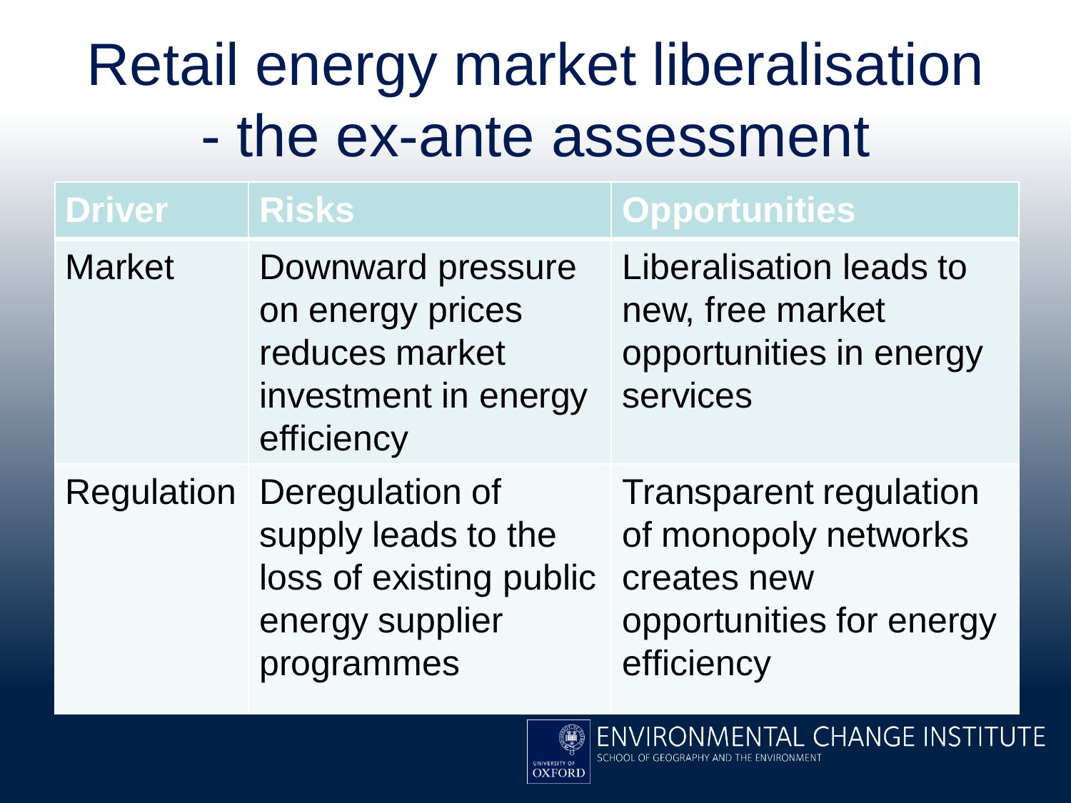# Retail energy market liberalisation - the ex-ante assessment

| Driver | Risks | Opportunities |
| --- | --- | --- |
| Market | Downward pressure on energy prices reduces market investment in energy efficiency | Liberalisation leads to new, free market opportunities in energy services |
| Regulation | Deregulation of supply leads to the loss of existing public energy supplier programmes | Transparent regulation of monopoly networks creates new opportunities for energy efficiency |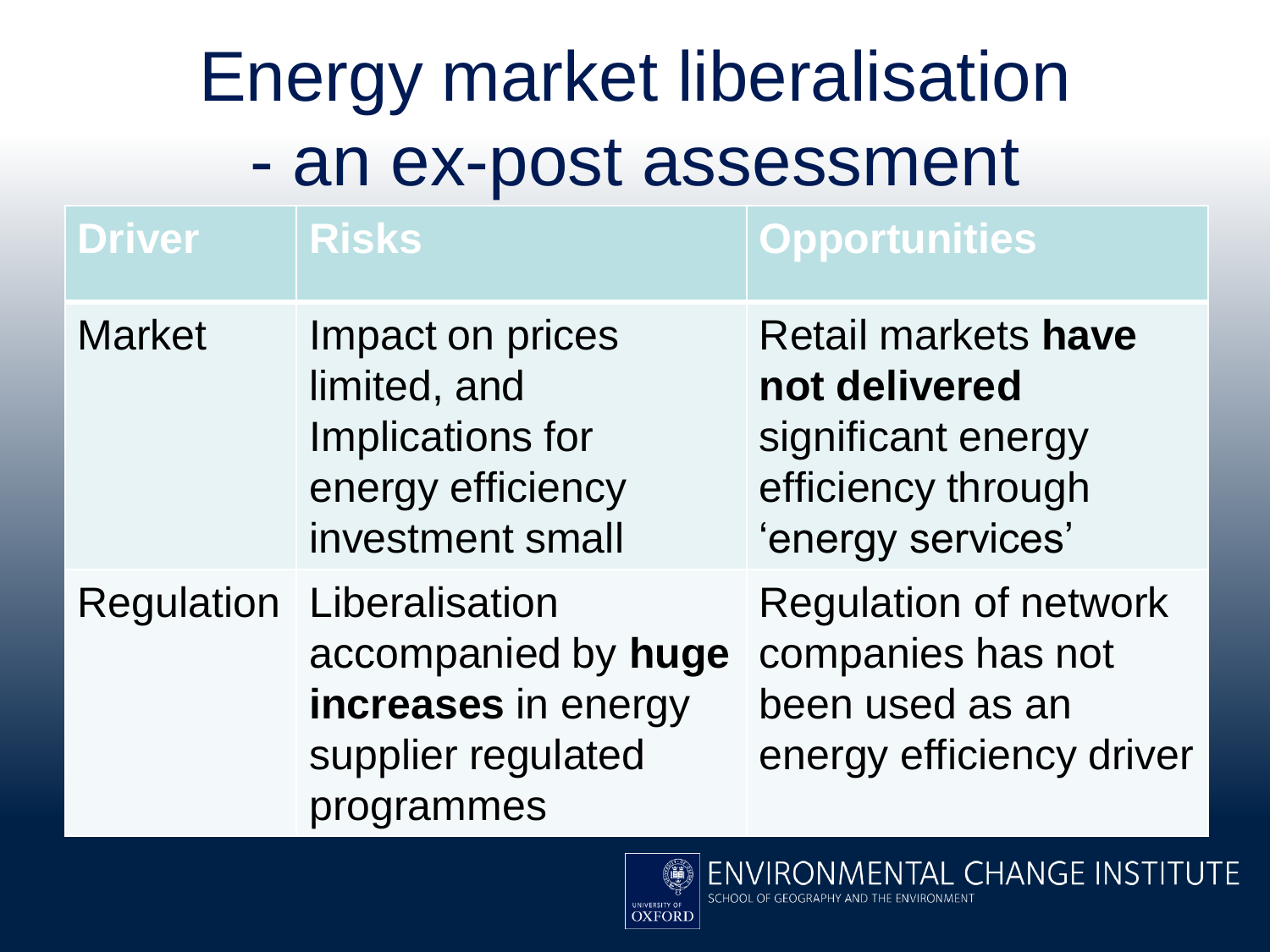# Energy market liberalisation - an ex-post assessment

| Driver | Risks | Opportunities |
|---|---|---|
| Market | Impact on prices limited, and Implications for energy efficiency investment small | Retail markets **have not delivered** significant energy efficiency through 'energy services' |
| Regulation | Liberalisation accompanied by **huge increases** in energy supplier regulated programmes | Regulation of network companies has not been used as an energy efficiency driver |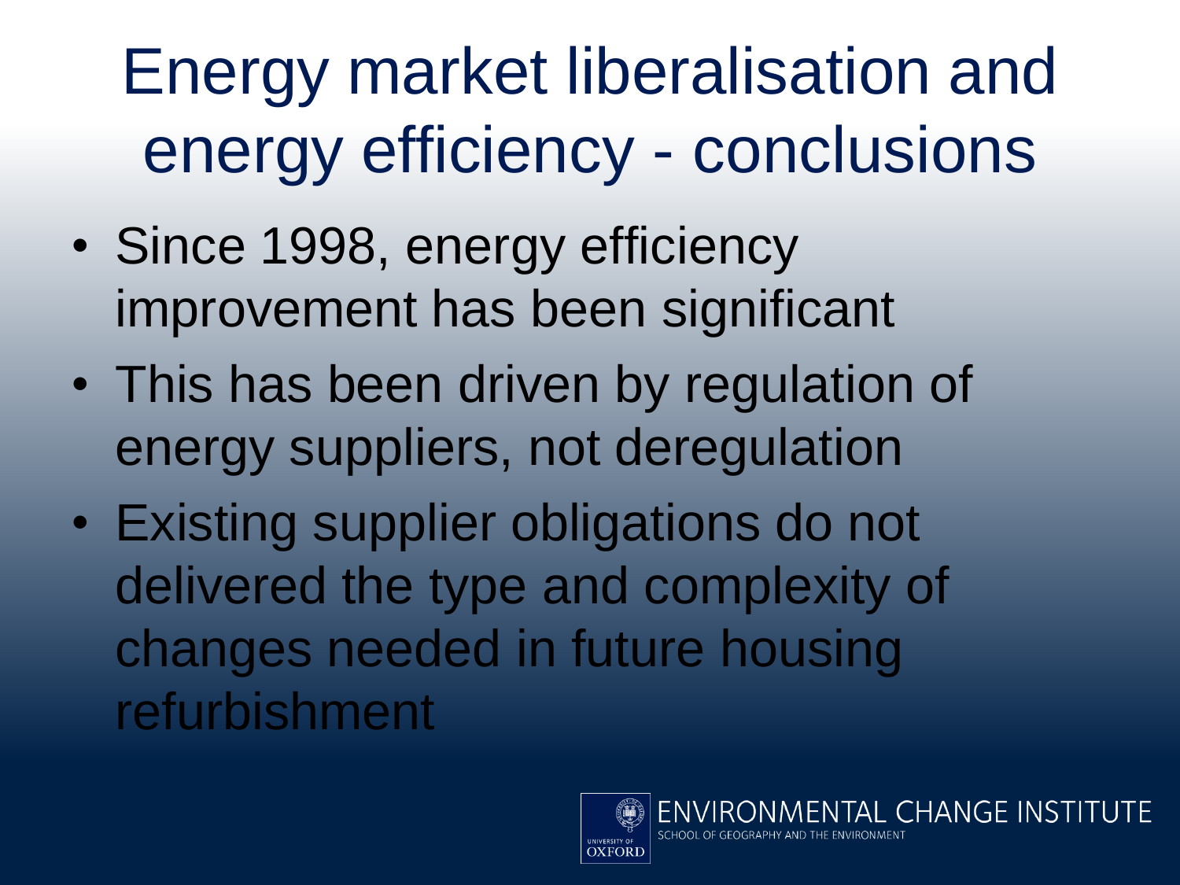# Energy market liberalisation and energy efficiency - conclusions

- Since 1998, energy efficiency improvement has been significant
- This has been driven by regulation of energy suppliers, not deregulation
- Existing supplier obligations do not delivered the type and complexity of changes needed in future housing refurbishment

UNIVERSITY OF OXFORD ENVIRONMENTAL CHANGE INSTITUTE
SCHOOL OF GEOGRAPHY AND THE ENVIRONMENT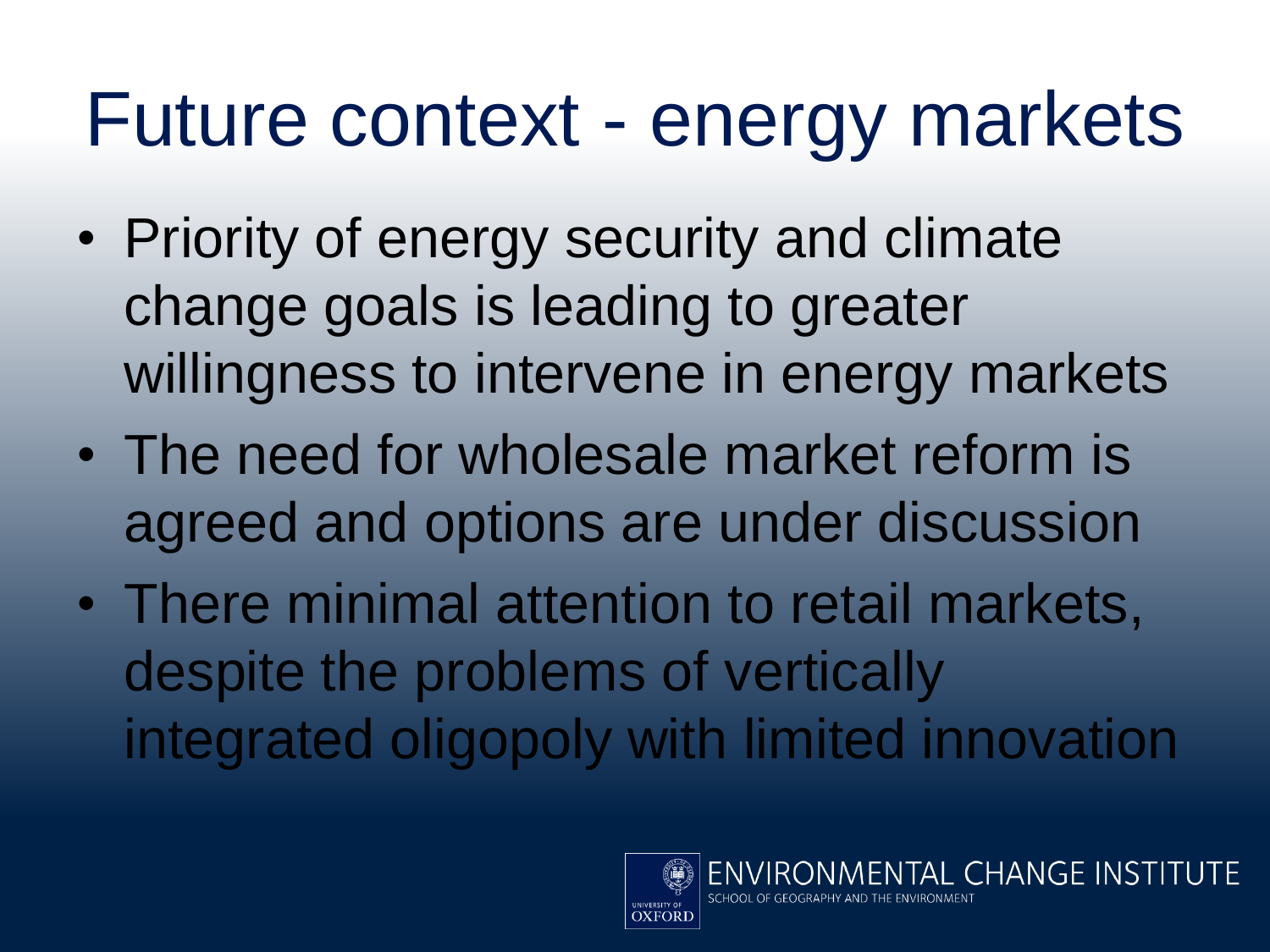# Future context - energy markets

- Priority of energy security and climate change goals is leading to greater willingness to intervene in energy markets
- The need for wholesale market reform is agreed and options are under discussion
- There minimal attention to retail markets, despite the problems of vertically integrated oligopoly with limited innovation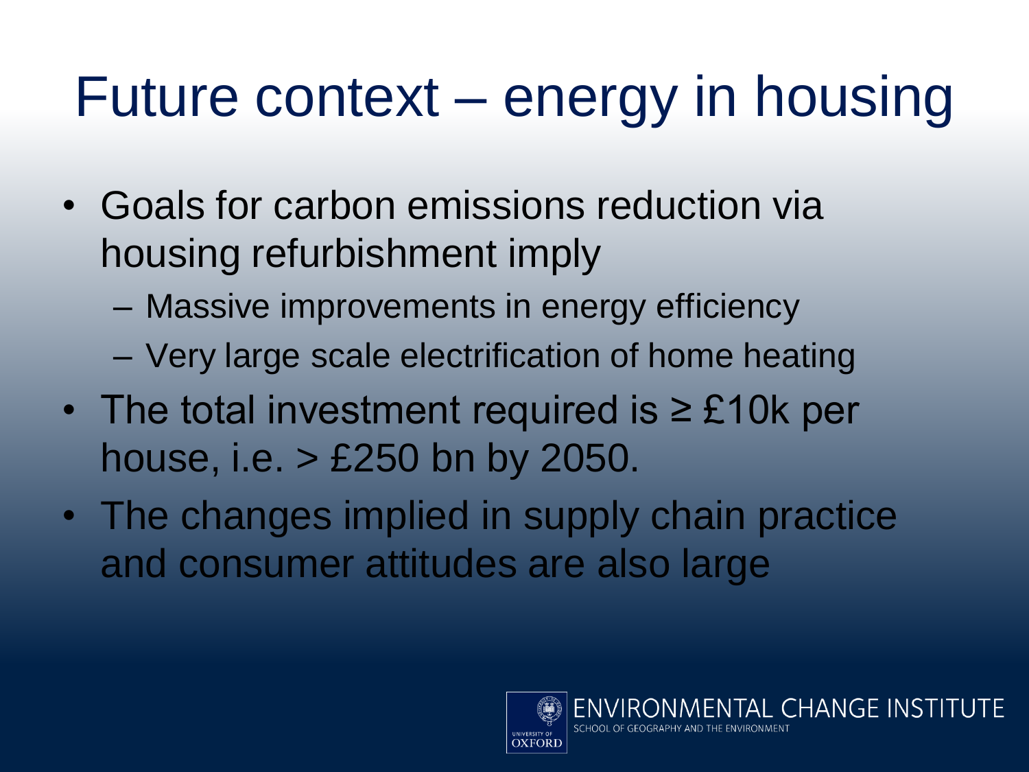# Future context – energy in housing

- Goals for carbon emissions reduction via housing refurbishment imply
  - Massive improvements in energy efficiency
  - Very large scale electrification of home heating
- The total investment required is ≥ £10k per house, i.e. > £250 bn by 2050.
- The changes implied in supply chain practice and consumer attitudes are also large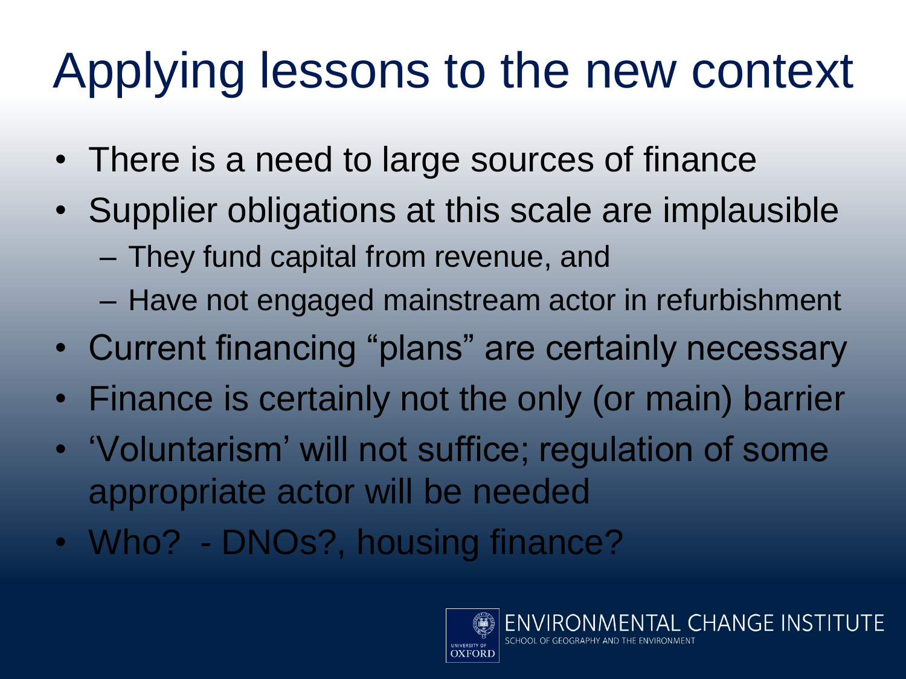# Applying lessons to the new context

- There is a need to large sources of finance
- Supplier obligations at this scale are implausible
  - They fund capital from revenue, and
  - Have not engaged mainstream actor in refurbishment
- Current financing “plans” are certainly necessary
- Finance is certainly not the only (or main) barrier
- ‘Voluntarism’ will not suffice; regulation of some appropriate actor will be needed
- Who? - DNOs?, housing finance?

ENVIRONMENTAL CHANGE INSTITUTE
SCHOOL OF GEOGRAPHY AND THE ENVIRONMENT
UNIVERSITY OF OXFORD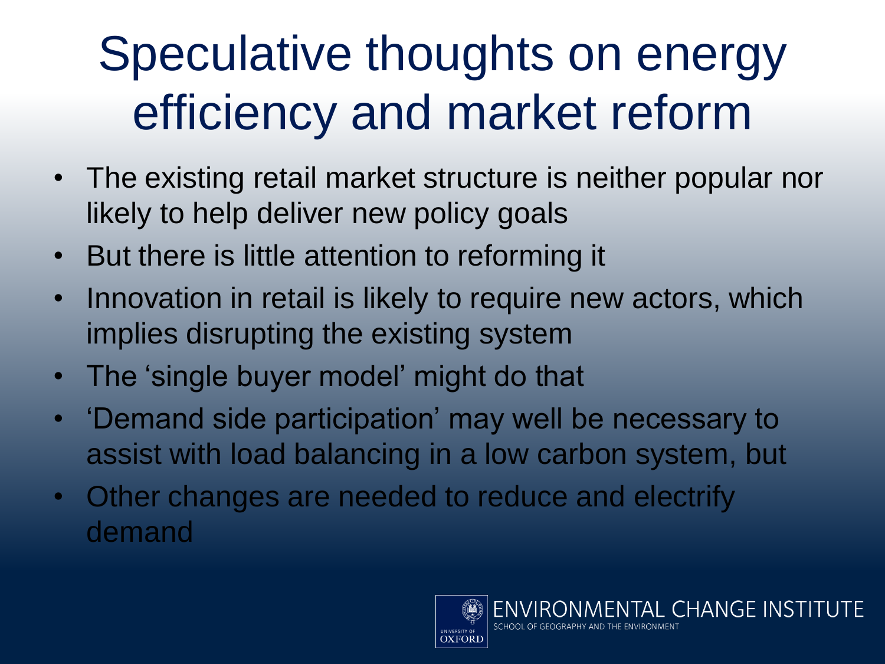# Speculative thoughts on energy efficiency and market reform

- The existing retail market structure is neither popular nor likely to help deliver new policy goals
- But there is little attention to reforming it
- Innovation in retail is likely to require new actors, which implies disrupting the existing system
- The 'single buyer model' might do that
- 'Demand side participation' may well be necessary to assist with load balancing in a low carbon system, but
- Other changes are needed to reduce and electrify demand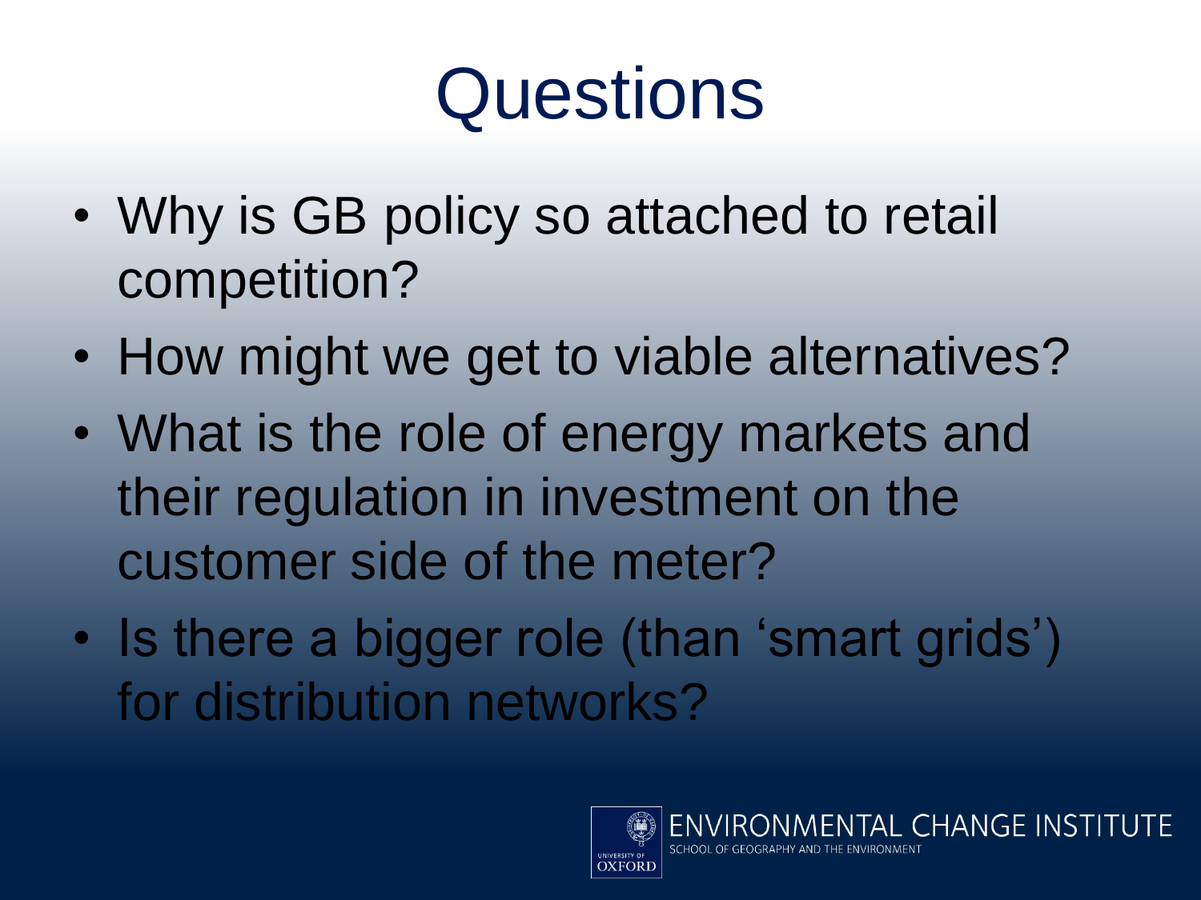# Questions

- Why is GB policy so attached to retail competition?
- How might we get to viable alternatives?
- What is the role of energy markets and their regulation in investment on the customer side of the meter?
- Is there a bigger role (than 'smart grids') for distribution networks?